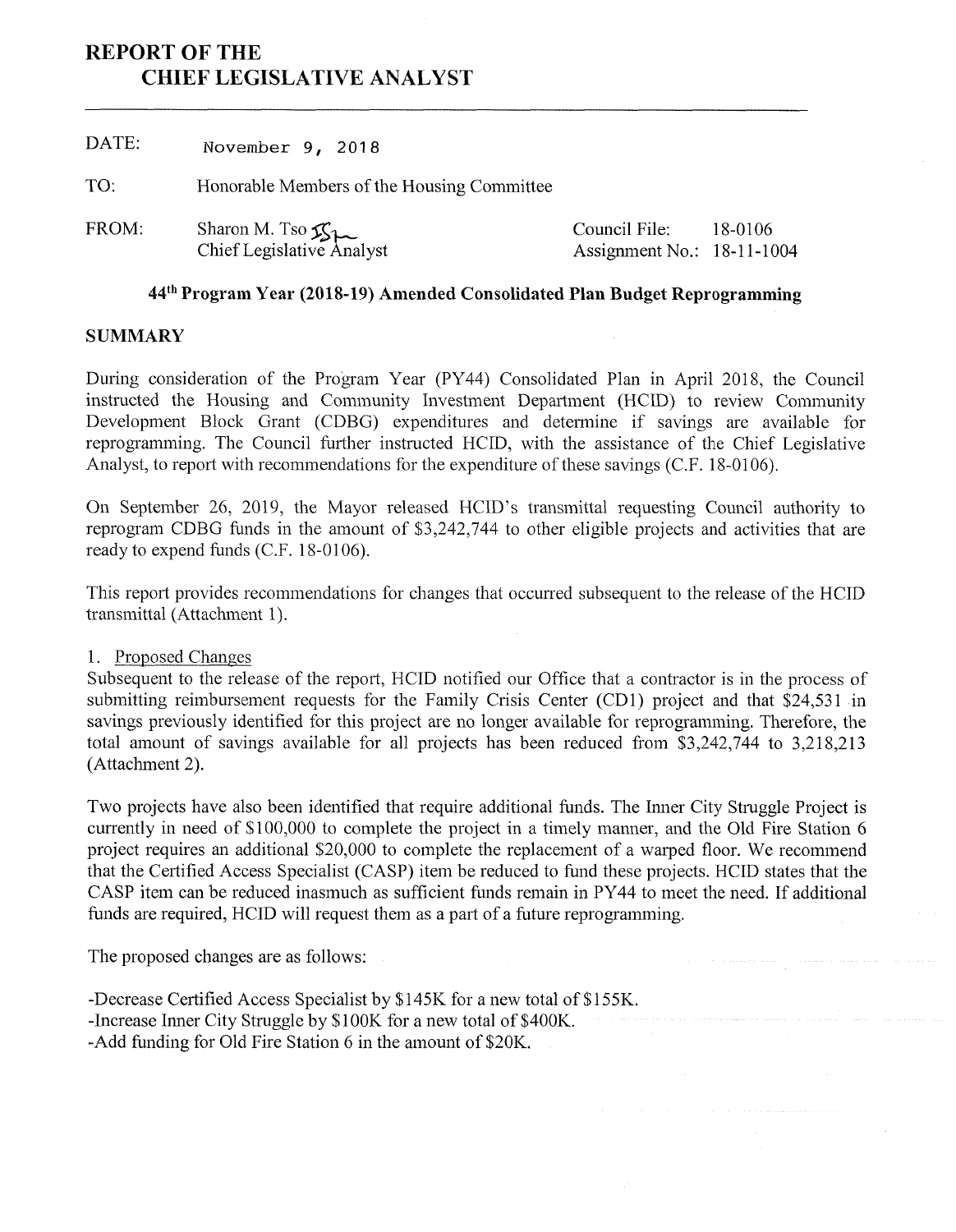# REPORT OF THE
## CHIEF LEGISLATIVE ANALYST

DATE: November 9, 2018

TO: Honorable Members of the Housing Committee

FROM: Sharon M. Tso
Chief Legislative Analyst

Council File: 18-0106
Assignment No.: 18-11-1004

### 44th Program Year (2018-19) Amended Consolidated Plan Budget Reprogramming

**SUMMARY**

During consideration of the Program Year (PY44) Consolidated Plan in April 2018, the Council instructed the Housing and Community Investment Department (HCID) to review Community Development Block Grant (CDBG) expenditures and determine if savings are available for reprogramming. The Council further instructed HCID, with the assistance of the Chief Legislative Analyst, to report with recommendations for the expenditure of these savings (C.F. 18-0106).

On September 26, 2019, the Mayor released HCID's transmittal requesting Council authority to reprogram CDBG funds in the amount of $3,242,744 to other eligible projects and activities that are ready to expend funds (C.F. 18-0106).

This report provides recommendations for changes that occurred subsequent to the release of the HCID transmittal (Attachment 1).

1. Proposed Changes

Subsequent to the release of the report, HCID notified our Office that a contractor is in the process of submitting reimbursement requests for the Family Crisis Center (CD1) project and that $24,531 in savings previously identified for this project are no longer available for reprogramming. Therefore, the total amount of savings available for all projects has been reduced from $3,242,744 to 3,218,213 (Attachment 2).

Two projects have also been identified that require additional funds. The Inner City Struggle Project is currently in need of $100,000 to complete the project in a timely manner, and the Old Fire Station 6 project requires an additional $20,000 to complete the replacement of a warped floor. We recommend that the Certified Access Specialist (CASP) item be reduced to fund these projects. HCID states that the CASP item can be reduced inasmuch as sufficient funds remain in PY44 to meet the need. If additional funds are required, HCID will request them as a part of a future reprogramming.

The proposed changes are as follows:

-Decrease Certified Access Specialist by $145K for a new total of $155K.
-Increase Inner City Struggle by $100K for a new total of $400K.
-Add funding for Old Fire Station 6 in the amount of $20K.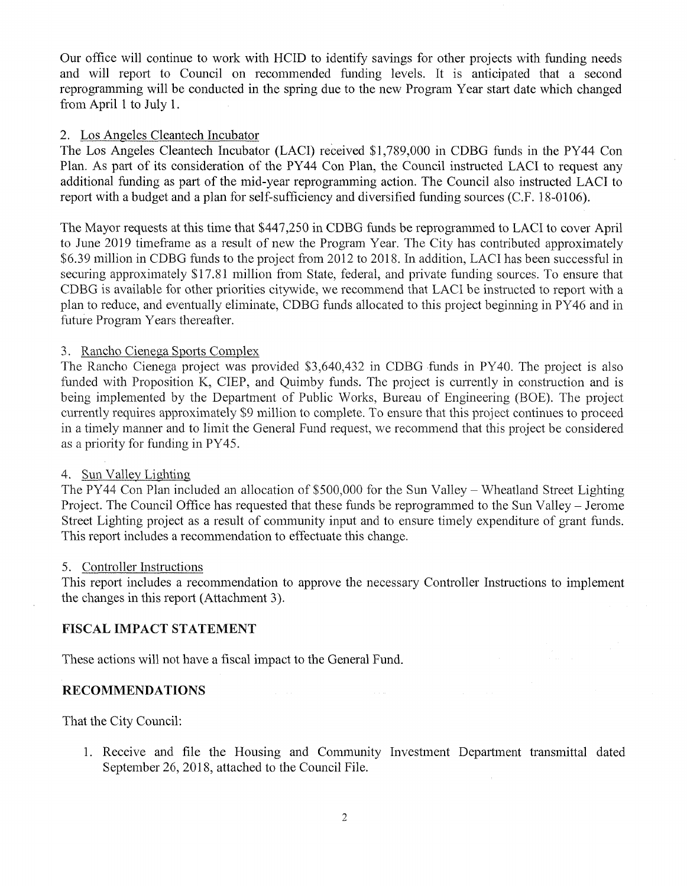Our office will continue to work with HCID to identify savings for other projects with funding needs and will report to Council on recommended funding levels. It is anticipated that a second reprogramming will be conducted in the spring due to the new Program Year start date which changed from April 1 to July 1.

2. Los Angeles Cleantech Incubator

The Los Angeles Cleantech Incubator (LACI) received $1,789,000 in CDBG funds in the PY44 Con Plan. As part of its consideration of the PY44 Con Plan, the Council instructed LACI to request any additional funding as part of the mid-year reprogramming action. The Council also instructed LACI to report with a budget and a plan for self-sufficiency and diversified funding sources (C.F. 18-0106).

The Mayor requests at this time that $447,250 in CDBG funds be reprogrammed to LACI to cover April to June 2019 timeframe as a result of new the Program Year. The City has contributed approximately $6.39 million in CDBG funds to the project from 2012 to 2018. In addition, LACI has been successful in securing approximately $17.81 million from State, federal, and private funding sources. To ensure that CDBG is available for other priorities citywide, we recommend that LACI be instructed to report with a plan to reduce, and eventually eliminate, CDBG funds allocated to this project beginning in PY46 and in future Program Years thereafter.

3. Rancho Cienega Sports Complex

The Rancho Cienega project was provided $3,640,432 in CDBG funds in PY40. The project is also funded with Proposition K, CIEP, and Quimby funds. The project is currently in construction and is being implemented by the Department of Public Works, Bureau of Engineering (BOE). The project currently requires approximately $9 million to complete. To ensure that this project continues to proceed in a timely manner and to limit the General Fund request, we recommend that this project be considered as a priority for funding in PY45.

4. Sun Valley Lighting

The PY44 Con Plan included an allocation of $500,000 for the Sun Valley – Wheatland Street Lighting Project. The Council Office has requested that these funds be reprogrammed to the Sun Valley – Jerome Street Lighting project as a result of community input and to ensure timely expenditure of grant funds. This report includes a recommendation to effectuate this change.

5. Controller Instructions

This report includes a recommendation to approve the necessary Controller Instructions to implement the changes in this report (Attachment 3).

## FISCAL IMPACT STATEMENT

These actions will not have a fiscal impact to the General Fund.

## RECOMMENDATIONS

That the City Council:

1. Receive and file the Housing and Community Investment Department transmittal dated September 26, 2018, attached to the Council File.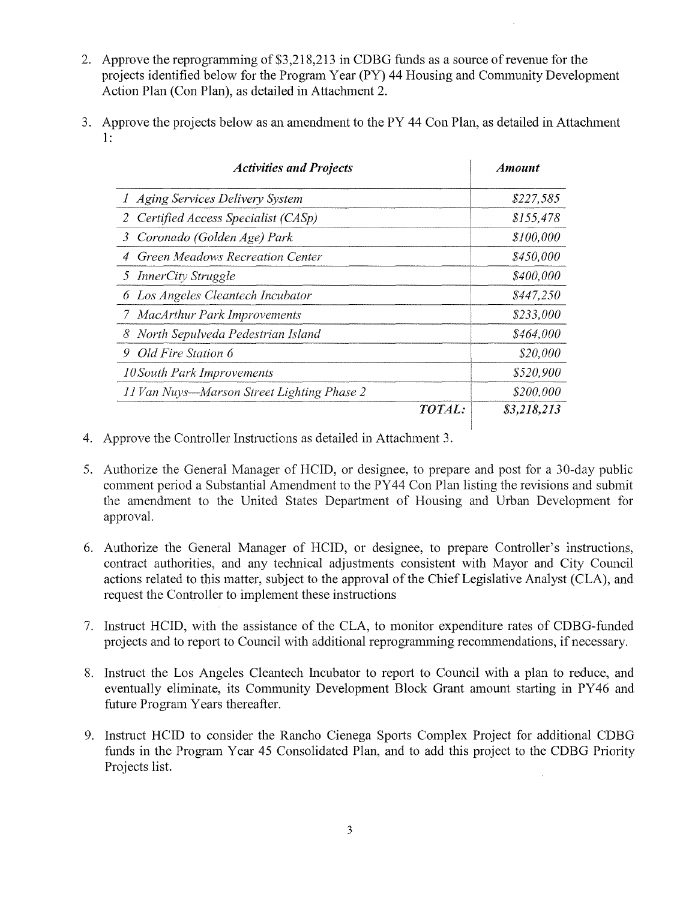2. Approve the reprogramming of $3,218,213 in CDBG funds as a source of revenue for the projects identified below for the Program Year (PY) 44 Housing and Community Development Action Plan (Con Plan), as detailed in Attachment 2.

3. Approve the projects below as an amendment to the PY 44 Con Plan, as detailed in Attachment 1:

| *Activities and Projects* | *Amount* |
|---|---|
| *1 Aging Services Delivery System* | *$227,585* |
| *2 Certified Access Specialist (CASp)* | *$155,478* |
| *3 Coronado (Golden Age) Park* | *$100,000* |
| *4 Green Meadows Recreation Center* | *$450,000* |
| *5 InnerCity Struggle* | *$400,000* |
| *6 Los Angeles Cleantech Incubator* | *$447,250* |
| *7 MacArthur Park Improvements* | *$233,000* |
| *8 North Sepulveda Pedestrian Island* | *$464,000* |
| *9 Old Fire Station 6* | *$20,000* |
| *10 South Park Improvements* | *$520,900* |
| *11 Van Nuys—Marson Street Lighting Phase 2* | *$200,000* |
| *TOTAL:* | *$3,218,213* |

4. Approve the Controller Instructions as detailed in Attachment 3.

5. Authorize the General Manager of HCID, or designee, to prepare and post for a 30-day public comment period a Substantial Amendment to the PY44 Con Plan listing the revisions and submit the amendment to the United States Department of Housing and Urban Development for approval.

6. Authorize the General Manager of HCID, or designee, to prepare Controller's instructions, contract authorities, and any technical adjustments consistent with Mayor and City Council actions related to this matter, subject to the approval of the Chief Legislative Analyst (CLA), and request the Controller to implement these instructions

7. Instruct HCID, with the assistance of the CLA, to monitor expenditure rates of CDBG-funded projects and to report to Council with additional reprogramming recommendations, if necessary.

8. Instruct the Los Angeles Cleantech Incubator to report to Council with a plan to reduce, and eventually eliminate, its Community Development Block Grant amount starting in PY46 and future Program Years thereafter.

9. Instruct HCID to consider the Rancho Cienega Sports Complex Project for additional CDBG funds in the Program Year 45 Consolidated Plan, and to add this project to the CDBG Priority Projects list.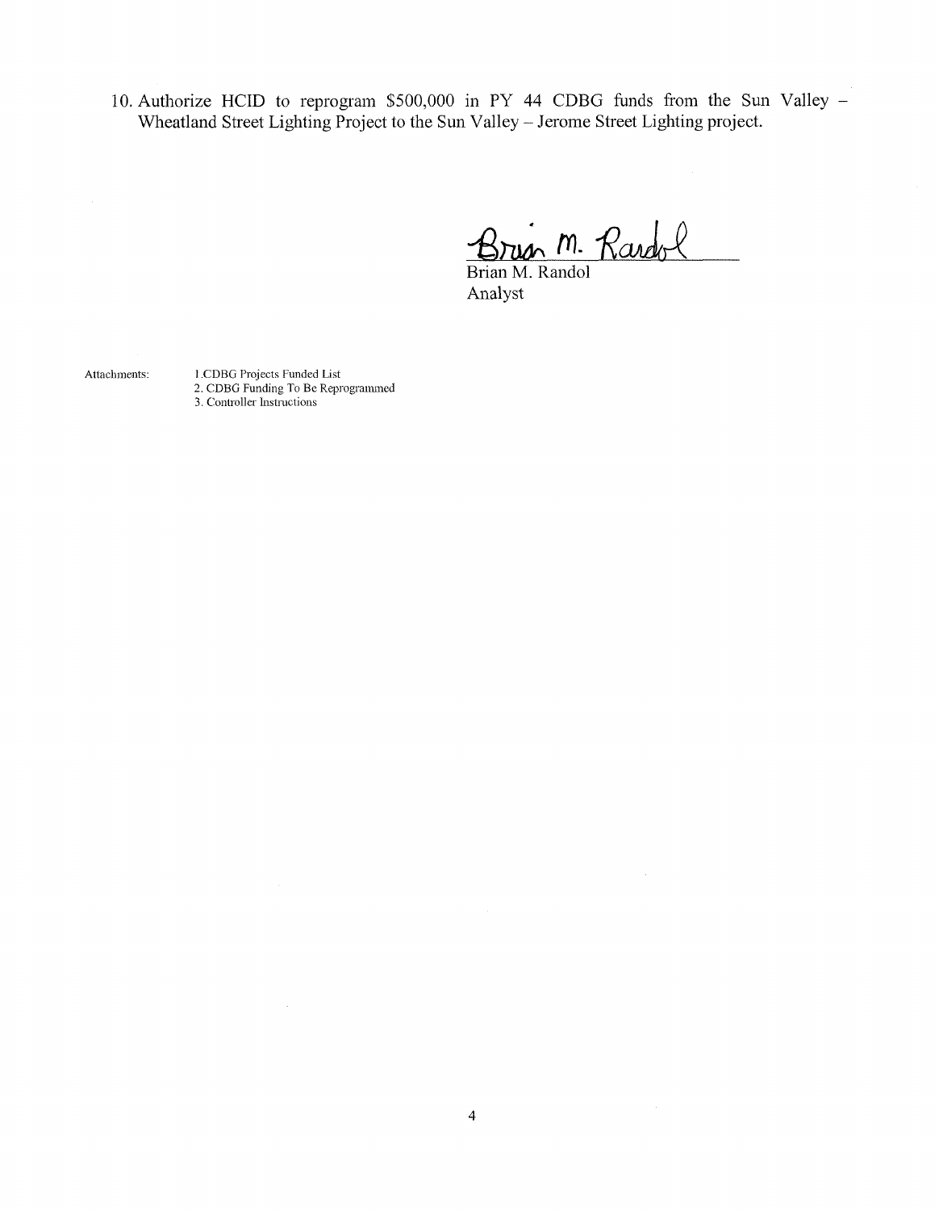10. Authorize HCID to reprogram $500,000 in PY 44 CDBG funds from the Sun Valley – Wheatland Street Lighting Project to the Sun Valley – Jerome Street Lighting project.

Brian M. Randol
Analyst

Attachments:

1. CDBG Projects Funded List
2. CDBG Funding To Be Reprogrammed
3. Controller Instructions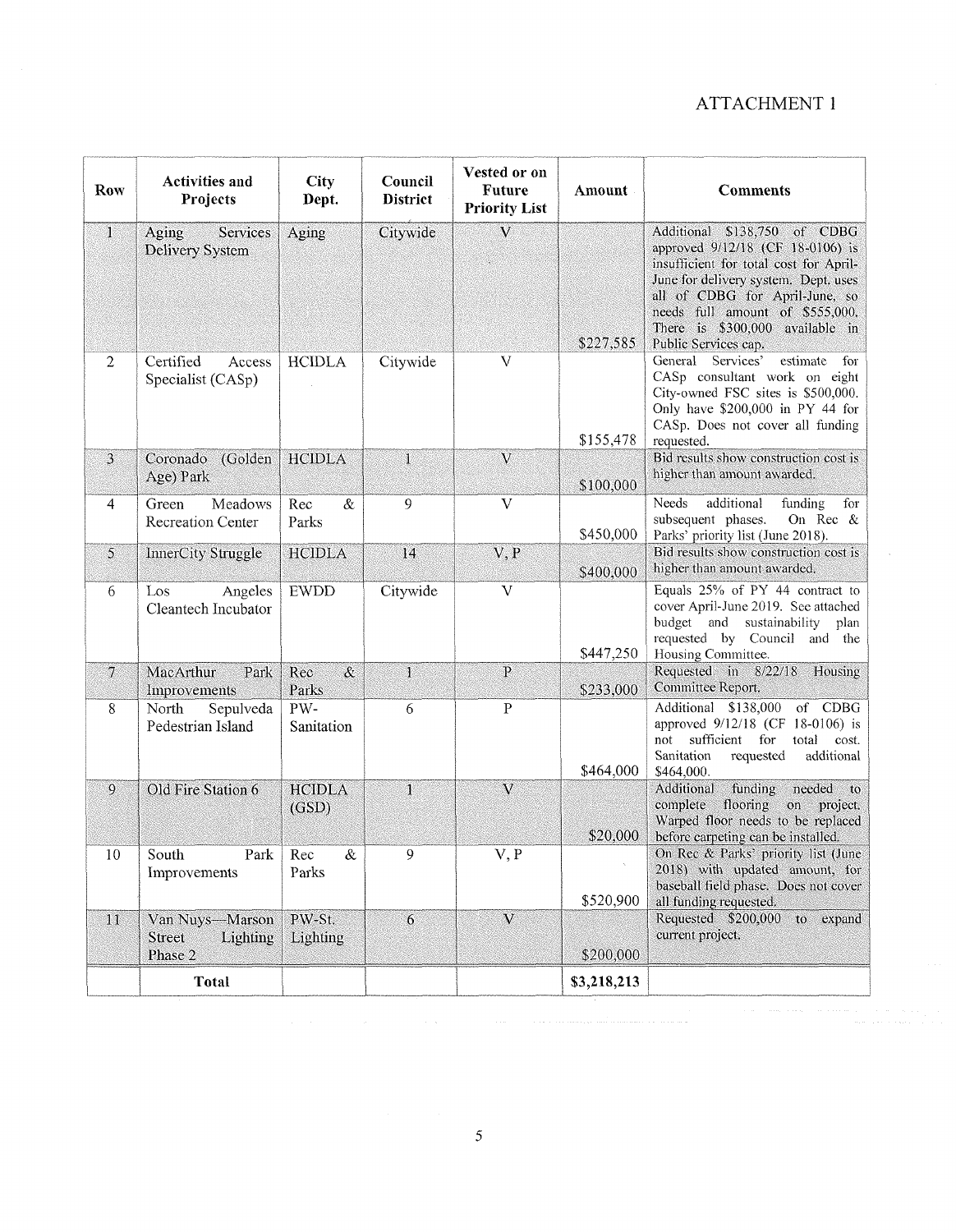ATTACHMENT 1

| Row | Activities and Projects | City Dept. | Council District | Vested or on Future Priority List | Amount | Comments |
|---|---|---|---|---|---|---|
| 1 | Aging Services Delivery System | Aging | Citywide | V | $227,585 | Additional $138,750 of CDBG approved 9/12/18 (CF 18-0106) is insufficient for total cost for April-June for delivery system. Dept. uses all of CDBG for April-June, so needs full amount of $555,000. There is $300,000 available in Public Services cap. |
| 2 | Certified Access Specialist (CASp) | HCIDLA | Citywide | V | $155,478 | General Services' estimate for CASp consultant work on eight City-owned FSC sites is $500,000. Only have $200,000 in PY 44 for CASp. Does not cover all funding requested. |
| 3 | Coronado (Golden Age) Park | HCIDLA | 1 | V | $100,000 | Bid results show construction cost is higher than amount awarded. |
| 4 | Green Meadows Recreation Center | Rec & Parks | 9 | V | $450,000 | Needs additional funding for subsequent phases. On Rec & Parks' priority list (June 2018). |
| 5 | InnerCity Struggle | HCIDLA | 14 | V, P | $400,000 | Bid results show construction cost is higher than amount awarded. |
| 6 | Los Angeles Cleantech Incubator | EWDD | Citywide | V | $447,250 | Equals 25% of PY 44 contract to cover April-June 2019. See attached budget and sustainability plan requested by Council and the Housing Committee. |
| 7 | MacArthur Park Improvements | Rec & Parks | 1 | P | $233,000 | Requested in 8/22/18 Housing Committee Report. |
| 8 | North Sepulveda Pedestrian Island | PW-Sanitation | 6 | P | $464,000 | Additional $138,000 of CDBG approved 9/12/18 (CF 18-0106) is not sufficient for total cost. Sanitation requested additional $464,000. |
| 9 | Old Fire Station 6 | HCIDLA (GSD) | 1 | V | $20,000 | Additional funding needed to complete flooring on project. Warped floor needs to be replaced before carpeting can be installed. |
| 10 | South Park Improvements | Rec & Parks | 9 | V, P | $520,900 | On Rec & Parks' priority list (June 2018) with updated amount, for baseball field phase. Does not cover all funding requested. |
| 11 | Van Nuys—Marson Street Lighting Phase 2 | PW-St. Lighting | 6 | V | $200,000 | Requested $200,000 to expand current project. |
| | **Total** | | | | **$3,218,213** | |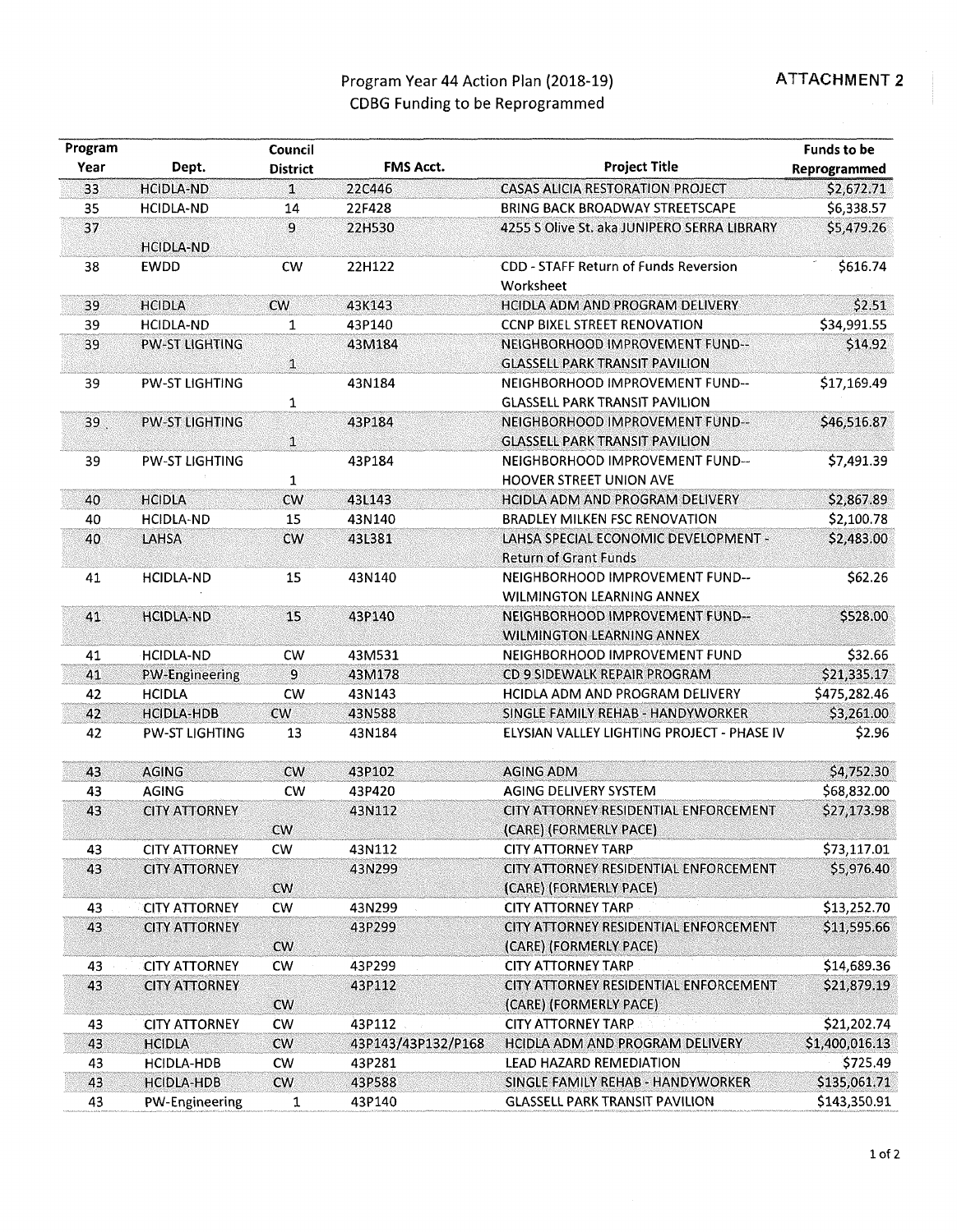**ATTACHMENT 2**

# Program Year 44 Action Plan (2018-19)
## CDBG Funding to be Reprogrammed

| Program Year | Dept. | Council District | FMS Acct. | Project Title | Funds to be Reprogrammed |
|---|---|---|---|---|---|
| 33 | HCIDLA-ND | 1 | 22C446 | CASAS ALICIA RESTORATION PROJECT | $2,672.71 |
| 35 | HCIDLA-ND | 14 | 22F428 | BRING BACK BROADWAY STREETSCAPE | $6,338.57 |
| 37 | HCIDLA-ND | 9 | 22H530 | 4255 S Olive St. aka JUNIPERO SERRA LIBRARY | $5,479.26 |
| 38 | EWDD | CW | 22H122 | CDD - STAFF Return of Funds Reversion Worksheet | $616.74 |
| 39 | HCIDLA | CW | 43K143 | HCIDLA ADM AND PROGRAM DELIVERY | $2.51 |
| 39 | HCIDLA-ND | 1 | 43P140 | CCNP BIXEL STREET RENOVATION | $34,991.55 |
| 39 | PW-ST LIGHTING | 1 | 43M184 | NEIGHBORHOOD IMPROVEMENT FUND--GLASSELL PARK TRANSIT PAVILION | $14.92 |
| 39 | PW-ST LIGHTING | 1 | 43N184 | NEIGHBORHOOD IMPROVEMENT FUND--GLASSELL PARK TRANSIT PAVILION | $17,169.49 |
| 39 | PW-ST LIGHTING | 1 | 43P184 | NEIGHBORHOOD IMPROVEMENT FUND--GLASSELL PARK TRANSIT PAVILION | $46,516.87 |
| 39 | PW-ST LIGHTING | 1 | 43P184 | NEIGHBORHOOD IMPROVEMENT FUND--HOOVER STREET UNION AVE | $7,491.39 |
| 40 | HCIDLA | CW | 43L143 | HCIDLA ADM AND PROGRAM DELIVERY | $2,867.89 |
| 40 | HCIDLA-ND | 15 | 43N140 | BRADLEY MILKEN FSC RENOVATION | $2,100.78 |
| 40 | LAHSA | CW | 43L381 | LAHSA SPECIAL ECONOMIC DEVELOPMENT - Return of Grant Funds | $2,483.00 |
| 41 | HCIDLA-ND | 15 | 43N140 | NEIGHBORHOOD IMPROVEMENT FUND--WILMINGTON LEARNING ANNEX | $62.26 |
| 41 | HCIDLA-ND | 15 | 43P140 | NEIGHBORHOOD IMPROVEMENT FUND--WILMINGTON LEARNING ANNEX | $528.00 |
| 41 | HCIDLA-ND | CW | 43M531 | NEIGHBORHOOD IMPROVEMENT FUND | $32.66 |
| 41 | PW-Engineering | 9 | 43M178 | CD 9 SIDEWALK REPAIR PROGRAM | $21,335.17 |
| 42 | HCIDLA | CW | 43N143 | HCIDLA ADM AND PROGRAM DELIVERY | $475,282.46 |
| 42 | HCIDLA-HDB | CW | 43N588 | SINGLE FAMILY REHAB - HANDYWORKER | $3,261.00 |
| 42 | PW-ST LIGHTING | 13 | 43N184 | ELYSIAN VALLEY LIGHTING PROJECT - PHASE IV | $2.96 |
| 43 | AGING | CW | 43P102 | AGING ADM | $4,752.30 |
| 43 | AGING | CW | 43P420 | AGING DELIVERY SYSTEM | $68,832.00 |
| 43 | CITY ATTORNEY | CW | 43N112 | CITY ATTORNEY RESIDENTIAL ENFORCEMENT (CARE) (FORMERLY PACE) | $27,173.98 |
| 43 | CITY ATTORNEY | CW | 43N112 | CITY ATTORNEY TARP | $73,117.01 |
| 43 | CITY ATTORNEY | CW | 43N299 | CITY ATTORNEY RESIDENTIAL ENFORCEMENT (CARE) (FORMERLY PACE) | $5,976.40 |
| 43 | CITY ATTORNEY | CW | 43N299 | CITY ATTORNEY TARP | $13,252.70 |
| 43 | CITY ATTORNEY | CW | 43P299 | CITY ATTORNEY RESIDENTIAL ENFORCEMENT (CARE) (FORMERLY PACE) | $11,595.66 |
| 43 | CITY ATTORNEY | CW | 43P299 | CITY ATTORNEY TARP | $14,689.36 |
| 43 | CITY ATTORNEY | CW | 43P112 | CITY ATTORNEY RESIDENTIAL ENFORCEMENT (CARE) (FORMERLY PACE) | $21,879.19 |
| 43 | CITY ATTORNEY | CW | 43P112 | CITY ATTORNEY TARP | $21,202.74 |
| 43 | HCIDLA | CW | 43P143/43P132/P168 | HCIDLA ADM AND PROGRAM DELIVERY | $1,400,016.13 |
| 43 | HCIDLA-HDB | CW | 43P281 | LEAD HAZARD REMEDIATION | $725.49 |
| 43 | HCIDLA-HDB | CW | 43P588 | SINGLE FAMILY REHAB - HANDYWORKER | $135,061.71 |
| 43 | PW-Engineering | 1 | 43P140 | GLASSELL PARK TRANSIT PAVILION | $143,350.91 |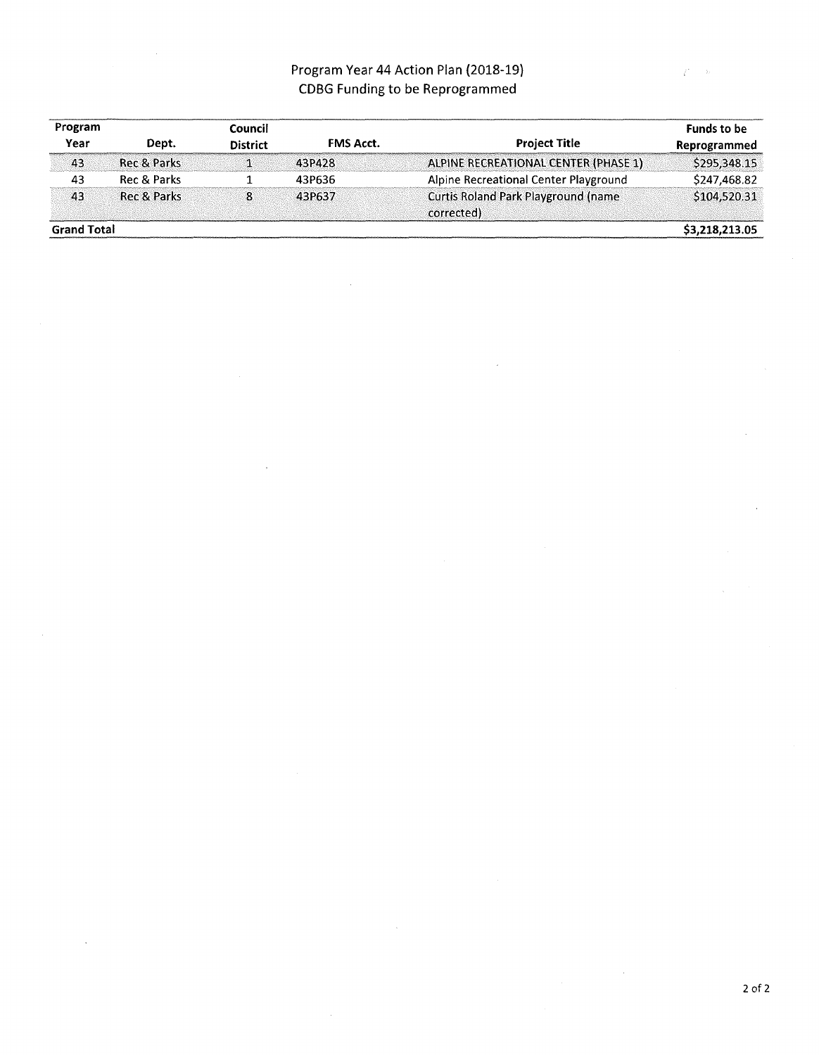Program Year 44 Action Plan (2018-19)
CDBG Funding to be Reprogrammed

| Program Year | Dept. | Council District | FMS Acct. | Project Title | Funds to be Reprogrammed |
|---|---|---|---|---|---|
| 43 | Rec & Parks | 1 | 43P428 | ALPINE RECREATIONAL CENTER (PHASE 1) | $295,348.15 |
| 43 | Rec & Parks | 1 | 43P636 | Alpine Recreational Center Playground | $247,468.82 |
| 43 | Rec & Parks | 8 | 43P637 | Curtis Roland Park Playground (name corrected) | $104,520.31 |
| **Grand Total** | | | | | **$3,218,213.05** |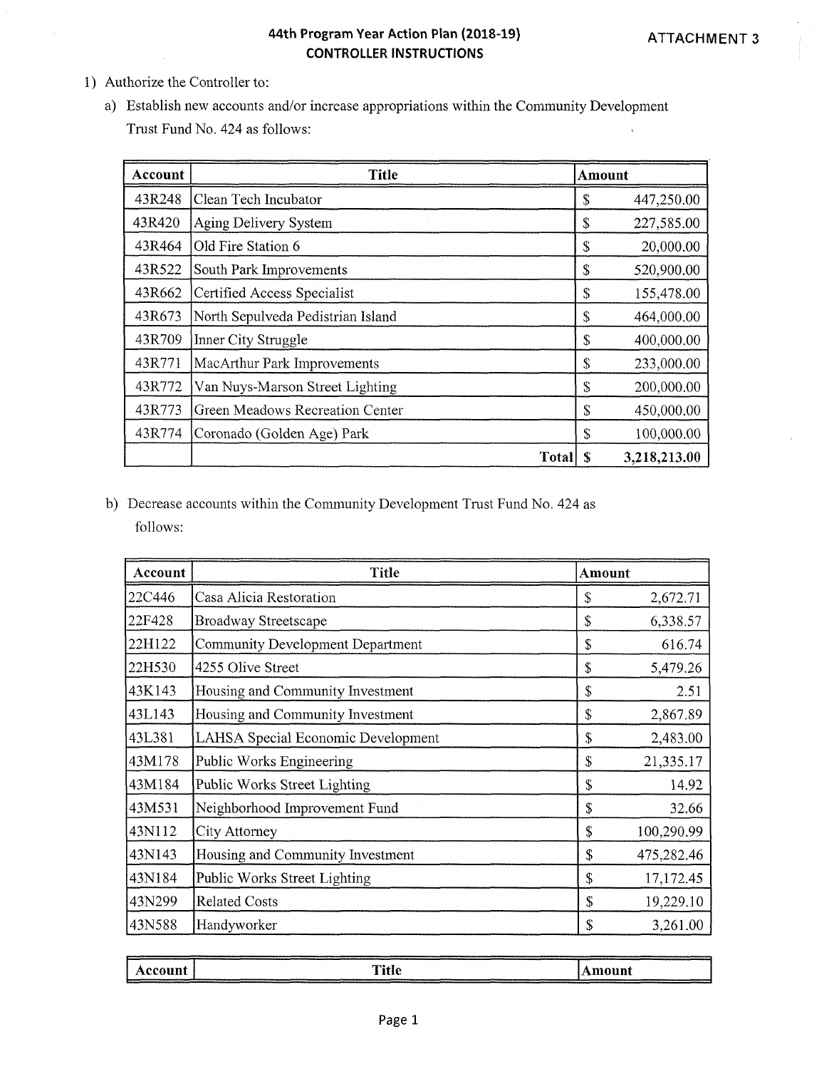44th Program Year Action Plan (2018-19)
**CONTROLLER INSTRUCTIONS**

ATTACHMENT 3

1) Authorize the Controller to:

   a) Establish new accounts and/or increase appropriations within the Community Development Trust Fund No. 424 as follows:

| Account | Title | Amount |
|---|---|---|
| 43R248 | Clean Tech Incubator | $ 447,250.00 |
| 43R420 | Aging Delivery System | $ 227,585.00 |
| 43R464 | Old Fire Station 6 | $ 20,000.00 |
| 43R522 | South Park Improvements | $ 520,900.00 |
| 43R662 | Certified Access Specialist | $ 155,478.00 |
| 43R673 | North Sepulveda Pedistrian Island | $ 464,000.00 |
| 43R709 | Inner City Struggle | $ 400,000.00 |
| 43R771 | MacArthur Park Improvements | $ 233,000.00 |
| 43R772 | Van Nuys-Marson Street Lighting | $ 200,000.00 |
| 43R773 | Green Meadows Recreation Center | $ 450,000.00 |
| 43R774 | Coronado (Golden Age) Park | $ 100,000.00 |
| | **Total** | **$ 3,218,213.00** |

   b) Decrease accounts within the Community Development Trust Fund No. 424 as follows:

| Account | Title | Amount |
|---|---|---|
| 22C446 | Casa Alicia Restoration | $ 2,672.71 |
| 22F428 | Broadway Streetscape | $ 6,338.57 |
| 22H122 | Community Development Department | $ 616.74 |
| 22H530 | 4255 Olive Street | $ 5,479.26 |
| 43K143 | Housing and Community Investment | $ 2.51 |
| 43L143 | Housing and Community Investment | $ 2,867.89 |
| 43L381 | LAHSA Special Economic Development | $ 2,483.00 |
| 43M178 | Public Works Engineering | $ 21,335.17 |
| 43M184 | Public Works Street Lighting | $ 14.92 |
| 43M531 | Neighborhood Improvement Fund | $ 32.66 |
| 43N112 | City Attorney | $ 100,290.99 |
| 43N143 | Housing and Community Investment | $ 475,282.46 |
| 43N184 | Public Works Street Lighting | $ 17,172.45 |
| 43N299 | Related Costs | $ 19,229.10 |
| 43N588 | Handyworker | $ 3,261.00 |

| Account | Title | Amount |
|---|---|---|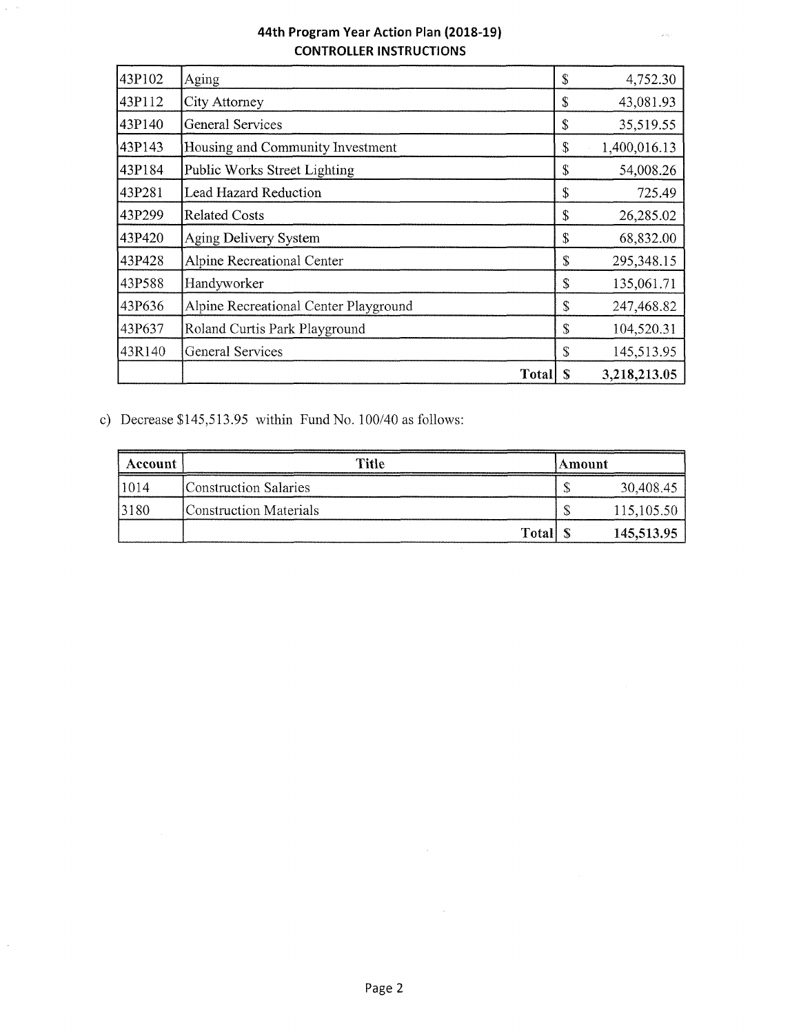# 44th Program Year Action Plan (2018-19)
## CONTROLLER INSTRUCTIONS

| | | |
|---|---|---|
| 43P102 | Aging | $ 4,752.30 |
| 43P112 | City Attorney | $ 43,081.93 |
| 43P140 | General Services | $ 35,519.55 |
| 43P143 | Housing and Community Investment | $ 1,400,016.13 |
| 43P184 | Public Works Street Lighting | $ 54,008.26 |
| 43P281 | Lead Hazard Reduction | $ 725.49 |
| 43P299 | Related Costs | $ 26,285.02 |
| 43P420 | Aging Delivery System | $ 68,832.00 |
| 43P428 | Alpine Recreational Center | $ 295,348.15 |
| 43P588 | Handyworker | $ 135,061.71 |
| 43P636 | Alpine Recreational Center Playground | $ 247,468.82 |
| 43P637 | Roland Curtis Park Playground | $ 104,520.31 |
| 43R140 | General Services | $ 145,513.95 |
| | **Total** | **$ 3,218,213.05** |

c) Decrease $145,513.95 within Fund No. 100/40 as follows:

| Account | Title | Amount |
|---|---|---|
| 1014 | Construction Salaries | $ 30,408.45 |
| 3180 | Construction Materials | $ 115,105.50 |
| | **Total** | **$ 145,513.95** |